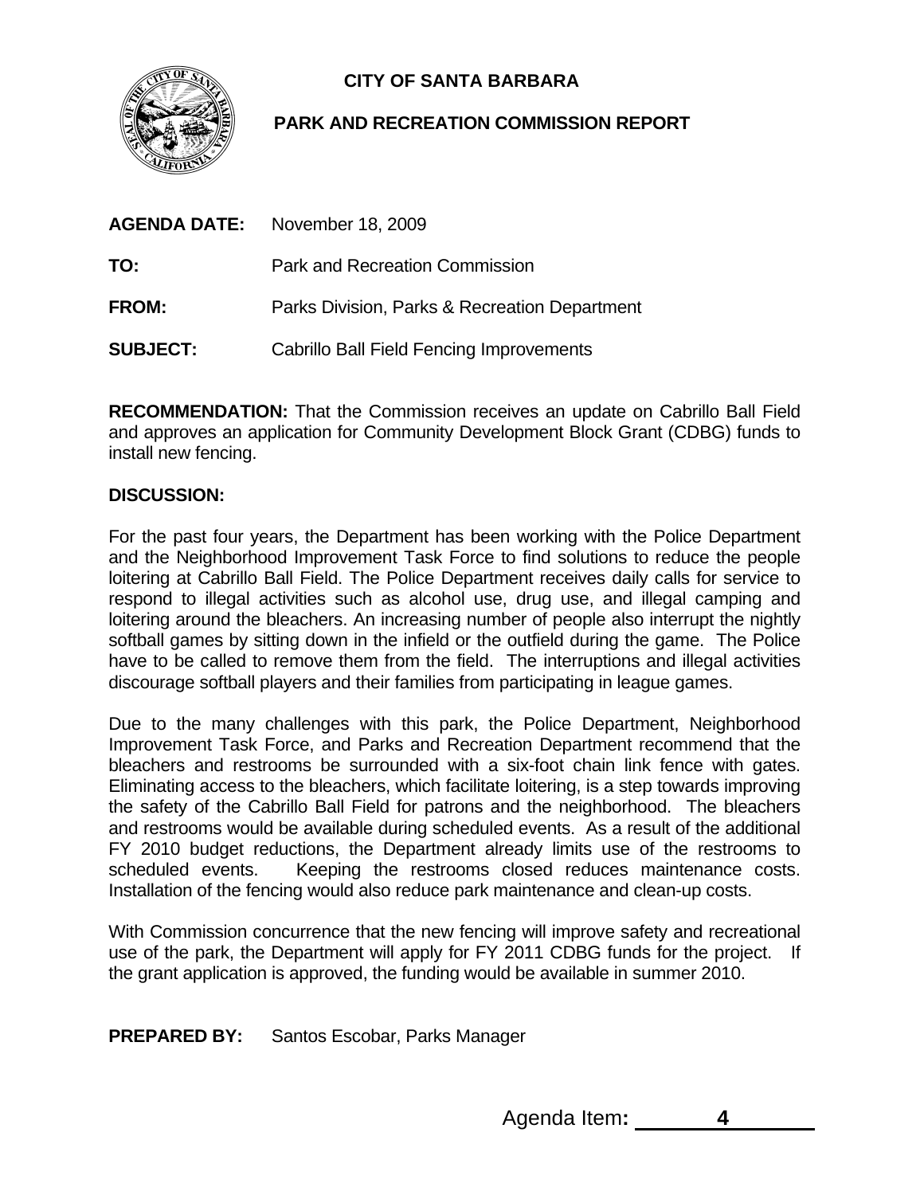# CITY OF SANTA BARBARA

## PARK AND RECREATION COMMISSION REPORT

**AGENDA DATE:** November 18, 2009

**TO:** Park and Recreation Commission

**FROM:** Parks Division, Parks & Recreation Department

**SUBJECT:** Cabrillo Ball Field Fencing Improvements

**RECOMMENDATION:** That the Commission receives an update on Cabrillo Ball Field and approves an application for Community Development Block Grant (CDBG) funds to install new fencing.

**DISCUSSION:**

For the past four years, the Department has been working with the Police Department and the Neighborhood Improvement Task Force to find solutions to reduce the people loitering at Cabrillo Ball Field. The Police Department receives daily calls for service to respond to illegal activities such as alcohol use, drug use, and illegal camping and loitering around the bleachers. An increasing number of people also interrupt the nightly softball games by sitting down in the infield or the outfield during the game. The Police have to be called to remove them from the field. The interruptions and illegal activities discourage softball players and their families from participating in league games.

Due to the many challenges with this park, the Police Department, Neighborhood Improvement Task Force, and Parks and Recreation Department recommend that the bleachers and restrooms be surrounded with a six-foot chain link fence with gates. Eliminating access to the bleachers, which facilitate loitering, is a step towards improving the safety of the Cabrillo Ball Field for patrons and the neighborhood. The bleachers and restrooms would be available during scheduled events. As a result of the additional FY 2010 budget reductions, the Department already limits use of the restrooms to scheduled events. Keeping the restrooms closed reduces maintenance costs. Installation of the fencing would also reduce park maintenance and clean-up costs.

With Commission concurrence that the new fencing will improve safety and recreational use of the park, the Department will apply for FY 2011 CDBG funds for the project. If the grant application is approved, the funding would be available in summer 2010.

**PREPARED BY:** Santos Escobar, Parks Manager

Agenda Item**:** 4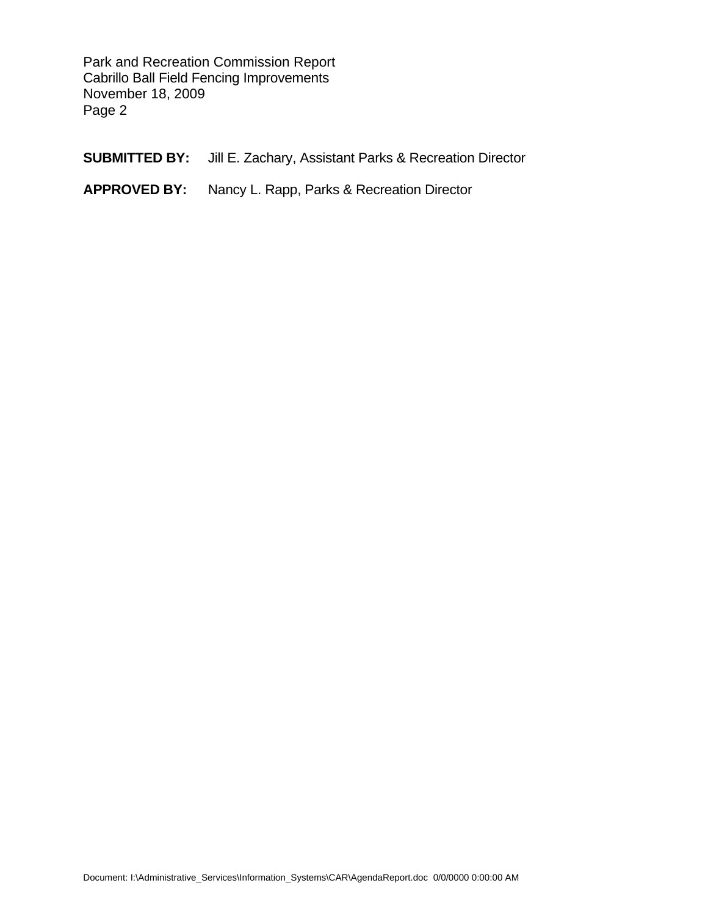**SUBMITTED BY:** Jill E. Zachary, Assistant Parks & Recreation Director

**APPROVED BY:** Nancy L. Rapp, Parks & Recreation Director